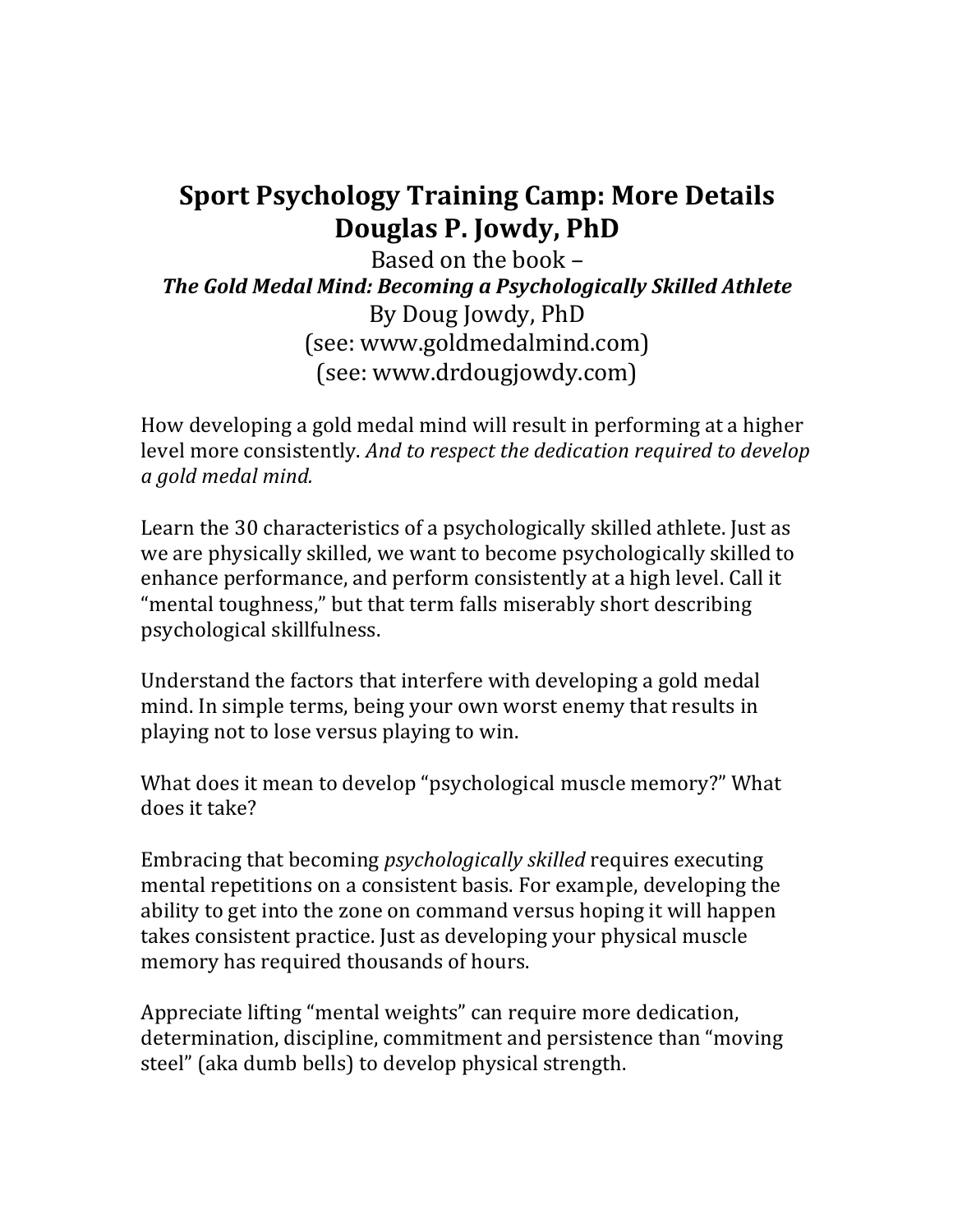# Sport Psychology Training Camp: More Details
## Douglas P. Jowdy, PhD

Based on the book –

***The Gold Medal Mind: Becoming a Psychologically Skilled Athlete***

By Doug Jowdy, PhD

(see: www.goldmedalmind.com)

(see: www.drdougjowdy.com)

How developing a gold medal mind will result in performing at a higher level more consistently. *And to respect the dedication required to develop a gold medal mind.*

Learn the 30 characteristics of a psychologically skilled athlete. Just as we are physically skilled, we want to become psychologically skilled to enhance performance, and perform consistently at a high level. Call it "mental toughness," but that term falls miserably short describing psychological skillfulness.

Understand the factors that interfere with developing a gold medal mind. In simple terms, being your own worst enemy that results in playing not to lose versus playing to win.

What does it mean to develop "psychological muscle memory?" What does it take?

Embracing that becoming *psychologically skilled* requires executing mental repetitions on a consistent basis. For example, developing the ability to get into the zone on command versus hoping it will happen takes consistent practice. Just as developing your physical muscle memory has required thousands of hours.

Appreciate lifting "mental weights" can require more dedication, determination, discipline, commitment and persistence than "moving steel" (aka dumb bells) to develop physical strength.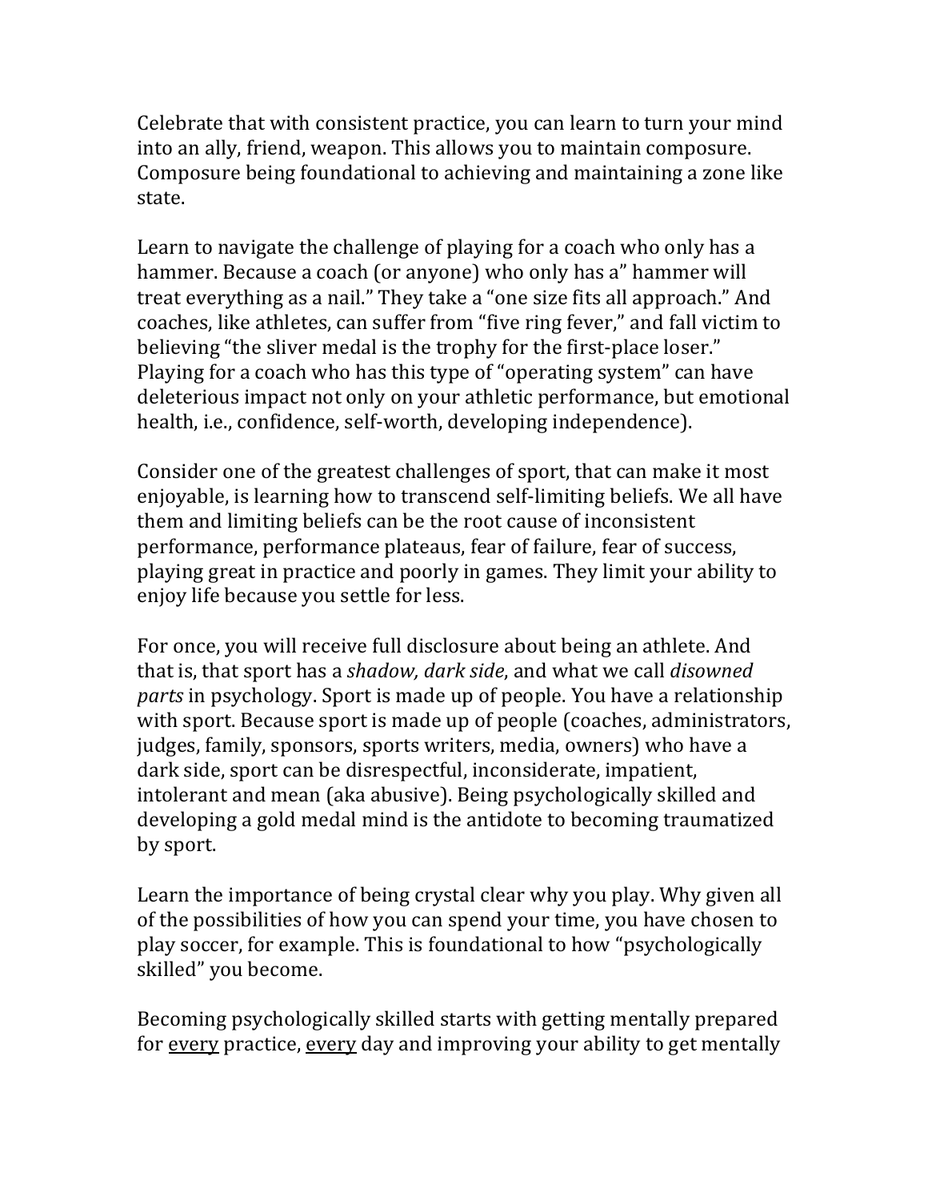Celebrate that with consistent practice, you can learn to turn your mind into an ally, friend, weapon. This allows you to maintain composure. Composure being foundational to achieving and maintaining a zone like state.

Learn to navigate the challenge of playing for a coach who only has a hammer. Because a coach (or anyone) who only has a" hammer will treat everything as a nail." They take a "one size fits all approach." And coaches, like athletes, can suffer from "five ring fever," and fall victim to believing "the sliver medal is the trophy for the first-place loser." Playing for a coach who has this type of "operating system" can have deleterious impact not only on your athletic performance, but emotional health, i.e., confidence, self-worth, developing independence).

Consider one of the greatest challenges of sport, that can make it most enjoyable, is learning how to transcend self-limiting beliefs. We all have them and limiting beliefs can be the root cause of inconsistent performance, performance plateaus, fear of failure, fear of success, playing great in practice and poorly in games. They limit your ability to enjoy life because you settle for less.

For once, you will receive full disclosure about being an athlete. And that is, that sport has a *shadow, dark side*, and what we call *disowned parts* in psychology. Sport is made up of people. You have a relationship with sport. Because sport is made up of people (coaches, administrators, judges, family, sponsors, sports writers, media, owners) who have a dark side, sport can be disrespectful, inconsiderate, impatient, intolerant and mean (aka abusive). Being psychologically skilled and developing a gold medal mind is the antidote to becoming traumatized by sport.

Learn the importance of being crystal clear why you play. Why given all of the possibilities of how you can spend your time, you have chosen to play soccer, for example. This is foundational to how "psychologically skilled" you become.

Becoming psychologically skilled starts with getting mentally prepared for <u>every</u> practice, <u>every</u> day and improving your ability to get mentally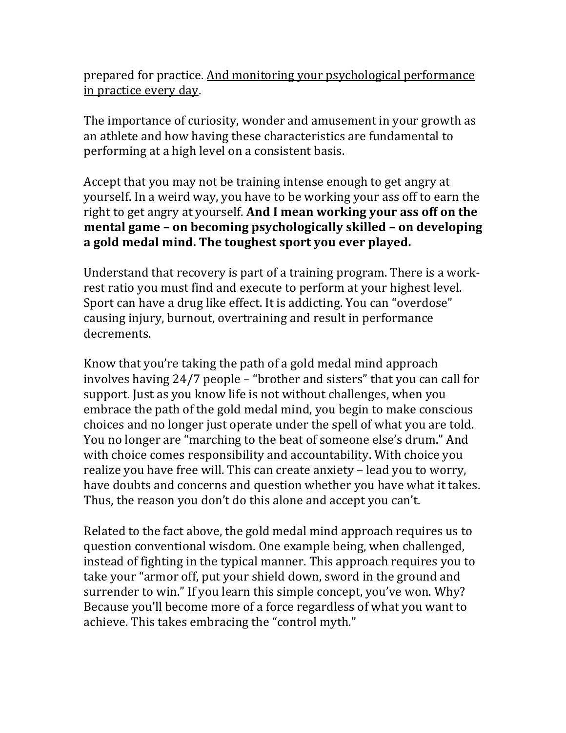prepared for practice. <u>And monitoring your psychological performance in practice every day</u>.

The importance of curiosity, wonder and amusement in your growth as an athlete and how having these characteristics are fundamental to performing at a high level on a consistent basis.

Accept that you may not be training intense enough to get angry at yourself. In a weird way, you have to be working your ass off to earn the right to get angry at yourself. **And I mean working your ass off on the mental game – on becoming psychologically skilled – on developing a gold medal mind. The toughest sport you ever played.**

Understand that recovery is part of a training program. There is a work-rest ratio you must find and execute to perform at your highest level. Sport can have a drug like effect. It is addicting. You can "overdose" causing injury, burnout, overtraining and result in performance decrements.

Know that you're taking the path of a gold medal mind approach involves having 24/7 people – "brother and sisters" that you can call for support. Just as you know life is not without challenges, when you embrace the path of the gold medal mind, you begin to make conscious choices and no longer just operate under the spell of what you are told. You no longer are "marching to the beat of someone else's drum." And with choice comes responsibility and accountability. With choice you realize you have free will. This can create anxiety – lead you to worry, have doubts and concerns and question whether you have what it takes. Thus, the reason you don't do this alone and accept you can't.

Related to the fact above, the gold medal mind approach requires us to question conventional wisdom. One example being, when challenged, instead of fighting in the typical manner. This approach requires you to take your "armor off, put your shield down, sword in the ground and surrender to win." If you learn this simple concept, you've won. Why? Because you'll become more of a force regardless of what you want to achieve. This takes embracing the "control myth."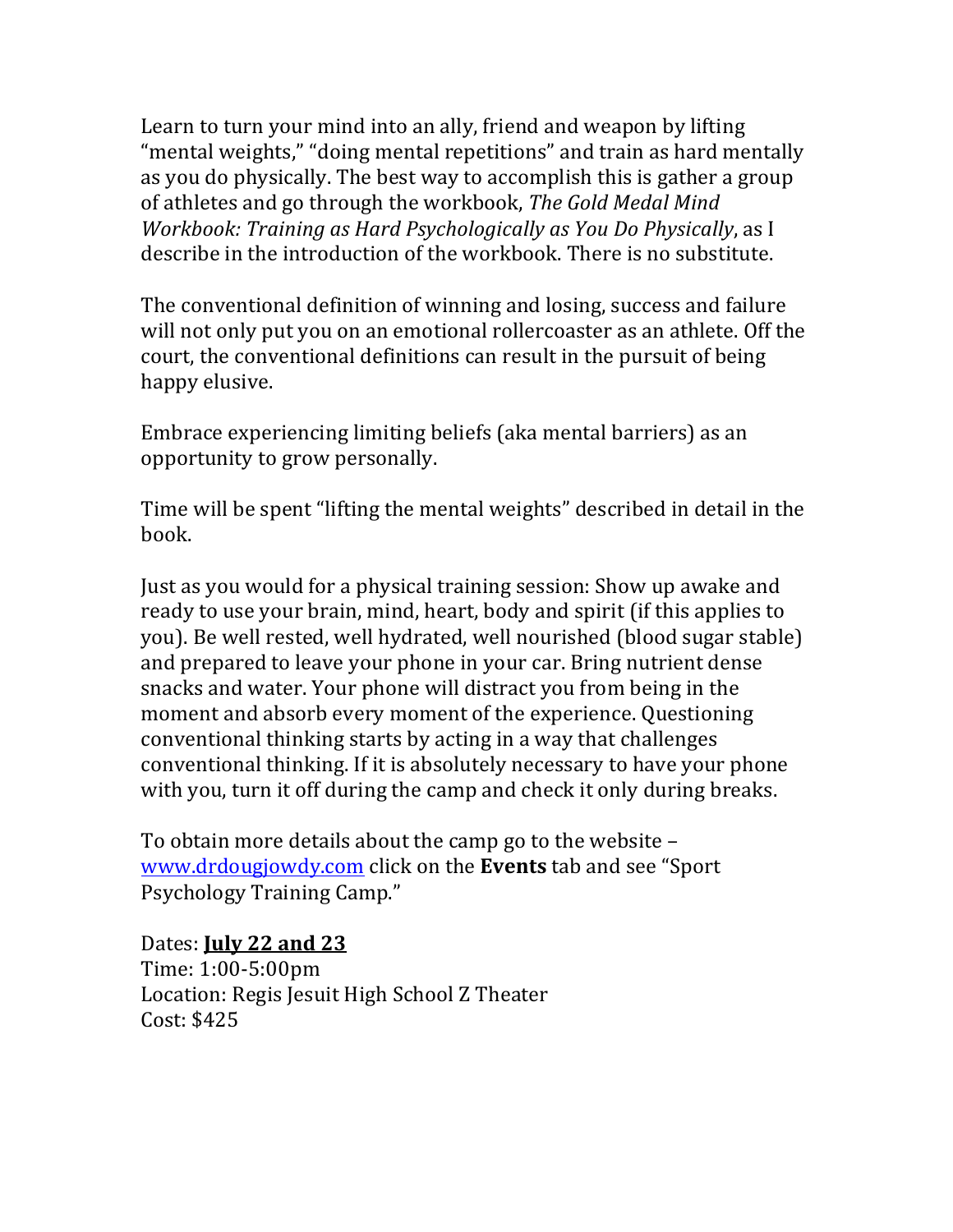Learn to turn your mind into an ally, friend and weapon by lifting "mental weights," "doing mental repetitions" and train as hard mentally as you do physically. The best way to accomplish this is gather a group of athletes and go through the workbook, *The Gold Medal Mind Workbook: Training as Hard Psychologically as You Do Physically*, as I describe in the introduction of the workbook. There is no substitute.

The conventional definition of winning and losing, success and failure will not only put you on an emotional rollercoaster as an athlete. Off the court, the conventional definitions can result in the pursuit of being happy elusive.

Embrace experiencing limiting beliefs (aka mental barriers) as an opportunity to grow personally.

Time will be spent "lifting the mental weights" described in detail in the book.

Just as you would for a physical training session: Show up awake and ready to use your brain, mind, heart, body and spirit (if this applies to you). Be well rested, well hydrated, well nourished (blood sugar stable) and prepared to leave your phone in your car. Bring nutrient dense snacks and water. Your phone will distract you from being in the moment and absorb every moment of the experience. Questioning conventional thinking starts by acting in a way that challenges conventional thinking. If it is absolutely necessary to have your phone with you, turn it off during the camp and check it only during breaks.

To obtain more details about the camp go to the website – www.drdougjowdy.com click on the **Events** tab and see "Sport Psychology Training Camp."

Dates: **July 22 and 23**
Time: 1:00-5:00pm
Location: Regis Jesuit High School Z Theater
Cost: $425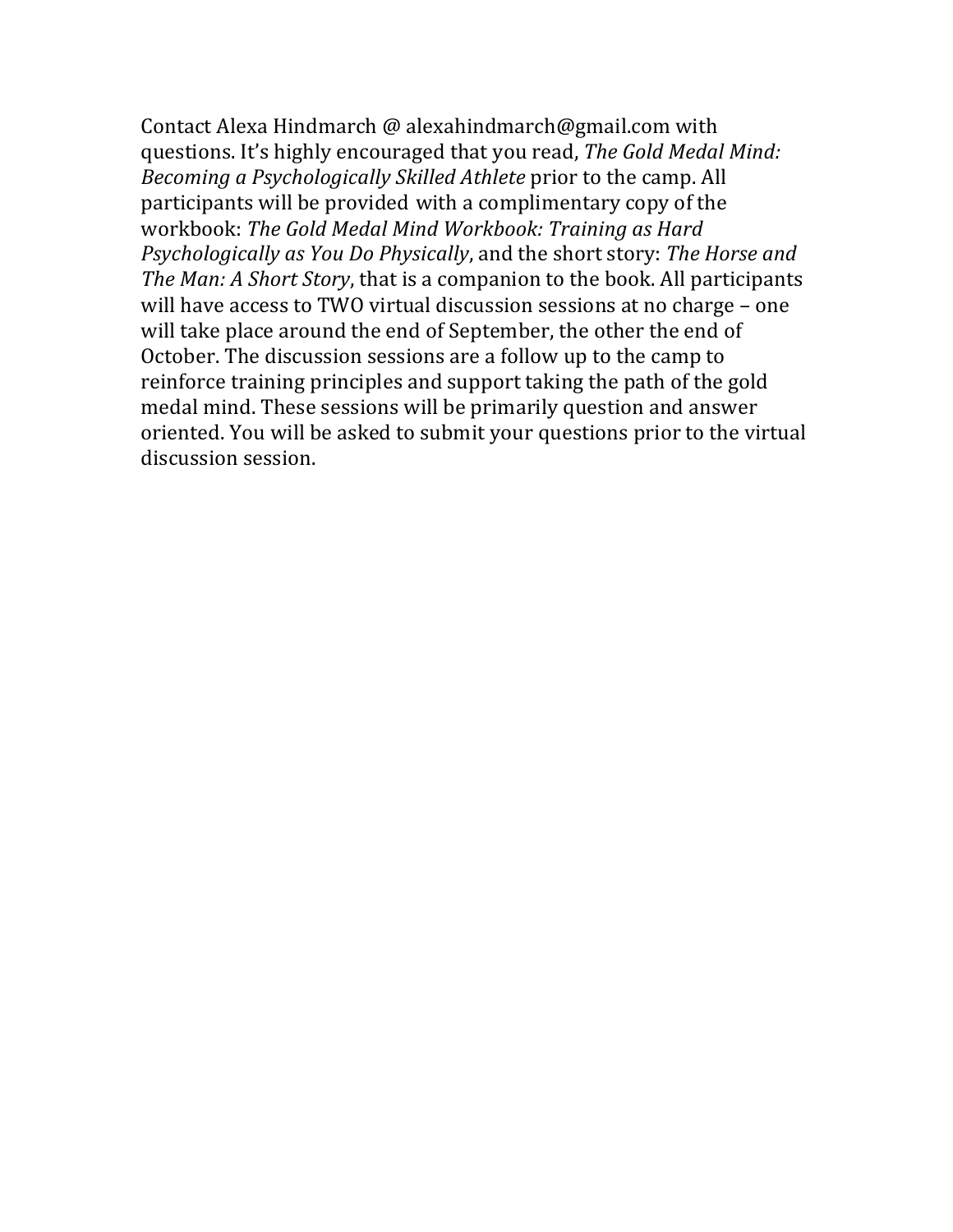Contact Alexa Hindmarch @ alexahindmarch@gmail.com with questions. It's highly encouraged that you read, *The Gold Medal Mind: Becoming a Psychologically Skilled Athlete* prior to the camp. All participants will be provided with a complimentary copy of the workbook: *The Gold Medal Mind Workbook: Training as Hard Psychologically as You Do Physically*, and the short story: *The Horse and The Man: A Short Story*, that is a companion to the book. All participants will have access to TWO virtual discussion sessions at no charge – one will take place around the end of September, the other the end of October. The discussion sessions are a follow up to the camp to reinforce training principles and support taking the path of the gold medal mind. These sessions will be primarily question and answer oriented. You will be asked to submit your questions prior to the virtual discussion session.